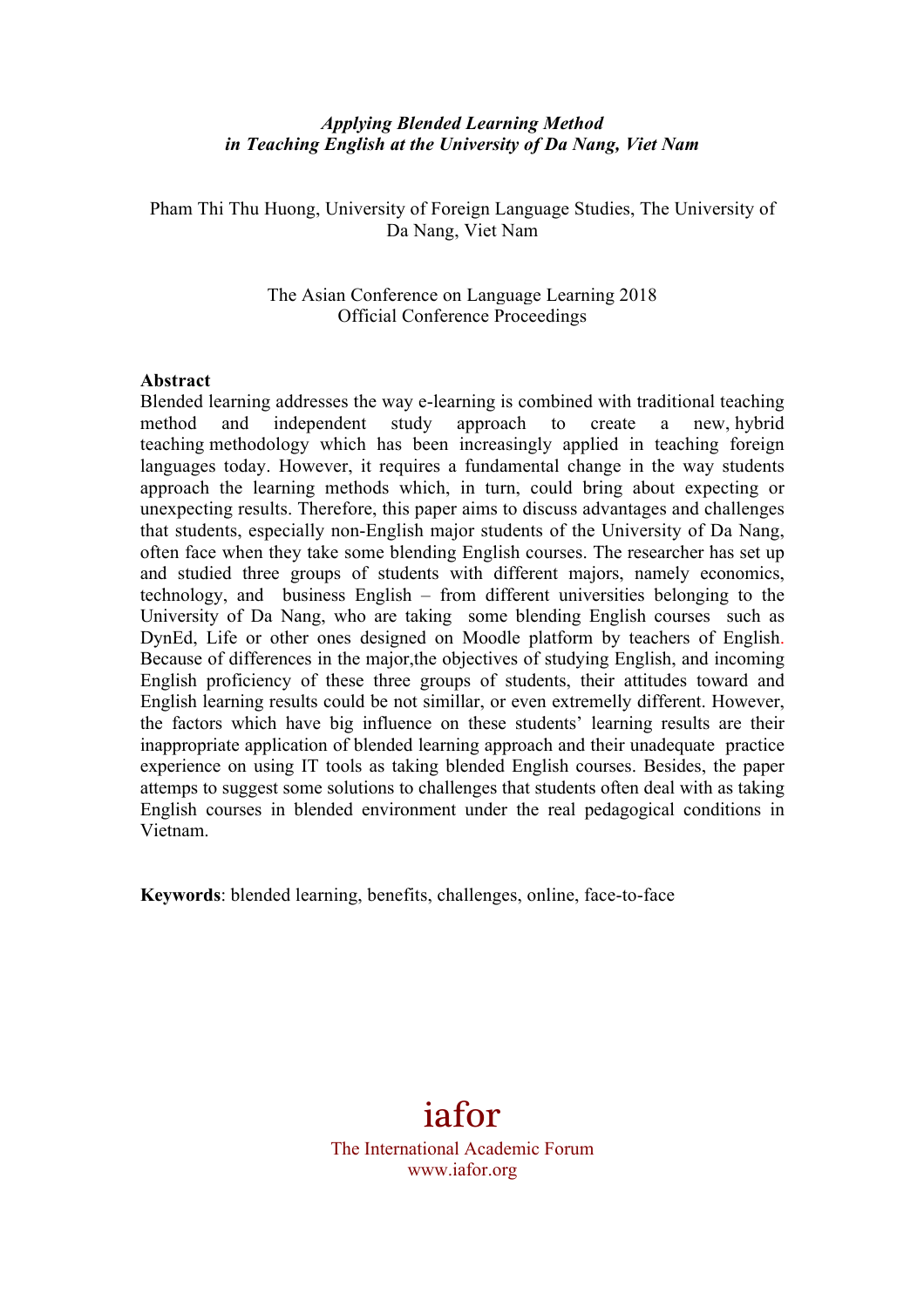*Applying Blended Learning Method in Teaching English at the University of Da Nang, Viet Nam*

Pham Thi Thu Huong, University of Foreign Language Studies, The University of Da Nang, Viet Nam

The Asian Conference on Language Learning 2018
Official Conference Proceedings

**Abstract**

Blended learning addresses the way e-learning is combined with traditional teaching method and independent study approach to create a new, hybrid teaching methodology which has been increasingly applied in teaching foreign languages today. However, it requires a fundamental change in the way students approach the learning methods which, in turn, could bring about expecting or unexpecting results. Therefore, this paper aims to discuss advantages and challenges that students, especially non-English major students of the University of Da Nang, often face when they take some blending English courses. The researcher has set up and studied three groups of students with different majors, namely economics, technology, and business English – from different universities belonging to the University of Da Nang, who are taking some blending English courses such as DynEd, Life or other ones designed on Moodle platform by teachers of English. Because of differences in the major,the objectives of studying English, and incoming English proficiency of these three groups of students, their attitudes toward and English learning results could be not simillar, or even extremelly different. However, the factors which have big influence on these students' learning results are their inappropriate application of blended learning approach and their unadequate practice experience on using IT tools as taking blended English courses. Besides, the paper attemps to suggest some solutions to challenges that students often deal with as taking English courses in blended environment under the real pedagogical conditions in Vietnam.

**Keywords**: blended learning, benefits, challenges, online, face-to-face

iafor
The International Academic Forum
www.iafor.org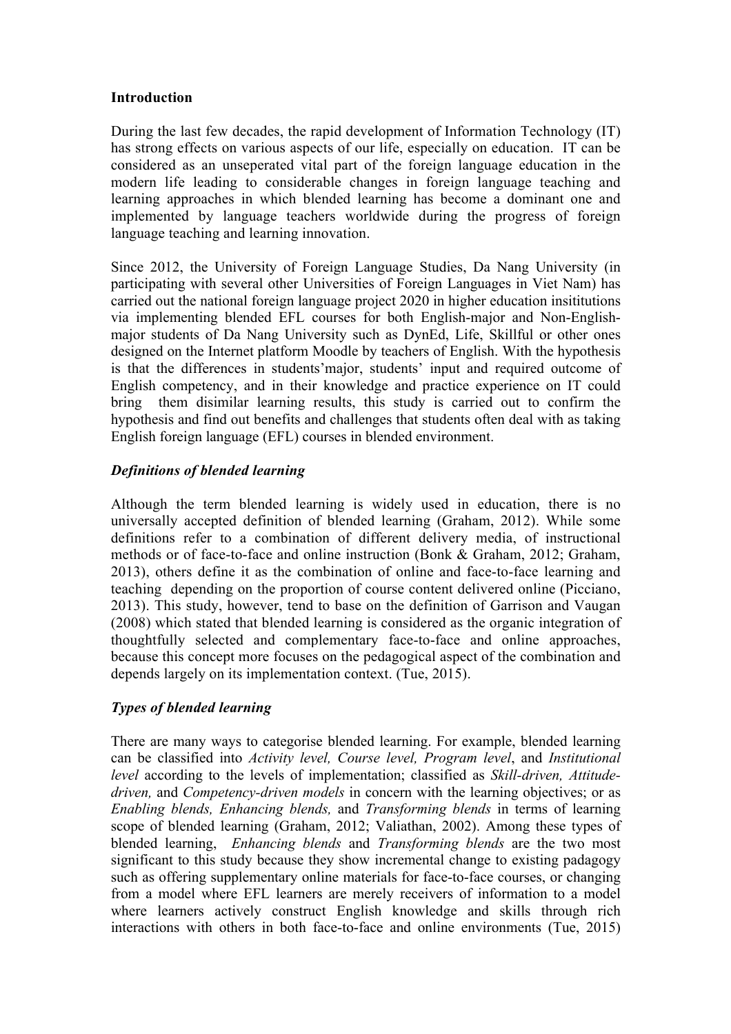**Introduction**

During the last few decades, the rapid development of Information Technology (IT) has strong effects on various aspects of our life, especially on education. IT can be considered as an unseperated vital part of the foreign language education in the modern life leading to considerable changes in foreign language teaching and learning approaches in which blended learning has become a dominant one and implemented by language teachers worldwide during the progress of foreign language teaching and learning innovation.

Since 2012, the University of Foreign Language Studies, Da Nang University (in participating with several other Universities of Foreign Languages in Viet Nam) has carried out the national foreign language project 2020 in higher education insititutions via implementing blended EFL courses for both English-major and Non-English-major students of Da Nang University such as DynEd, Life, Skillful or other ones designed on the Internet platform Moodle by teachers of English. With the hypothesis is that the differences in students'major, students' input and required outcome of English competency, and in their knowledge and practice experience on IT could bring them disimilar learning results, this study is carried out to confirm the hypothesis and find out benefits and challenges that students often deal with as taking English foreign language (EFL) courses in blended environment.

***Definitions of blended learning***

Although the term blended learning is widely used in education, there is no universally accepted definition of blended learning (Graham, 2012). While some definitions refer to a combination of different delivery media, of instructional methods or of face-to-face and online instruction (Bonk & Graham, 2012; Graham, 2013), others define it as the combination of online and face-to-face learning and teaching depending on the proportion of course content delivered online (Picciano, 2013). This study, however, tend to base on the definition of Garrison and Vaugan (2008) which stated that blended learning is considered as the organic integration of thoughtfully selected and complementary face-to-face and online approaches, because this concept more focuses on the pedagogical aspect of the combination and depends largely on its implementation context. (Tue, 2015).

***Types of blended learning***

There are many ways to categorise blended learning. For example, blended learning can be classified into *Activity level, Course level, Program level*, and *Institutional level* according to the levels of implementation; classified as *Skill-driven, Attitude-driven,* and *Competency-driven models* in concern with the learning objectives; or as *Enabling blends, Enhancing blends,* and *Transforming blends* in terms of learning scope of blended learning (Graham, 2012; Valiathan, 2002). Among these types of blended learning, *Enhancing blends* and *Transforming blends* are the two most significant to this study because they show incremental change to existing padagogy such as offering supplementary online materials for face-to-face courses, or changing from a model where EFL learners are merely receivers of information to a model where learners actively construct English knowledge and skills through rich interactions with others in both face-to-face and online environments (Tue, 2015)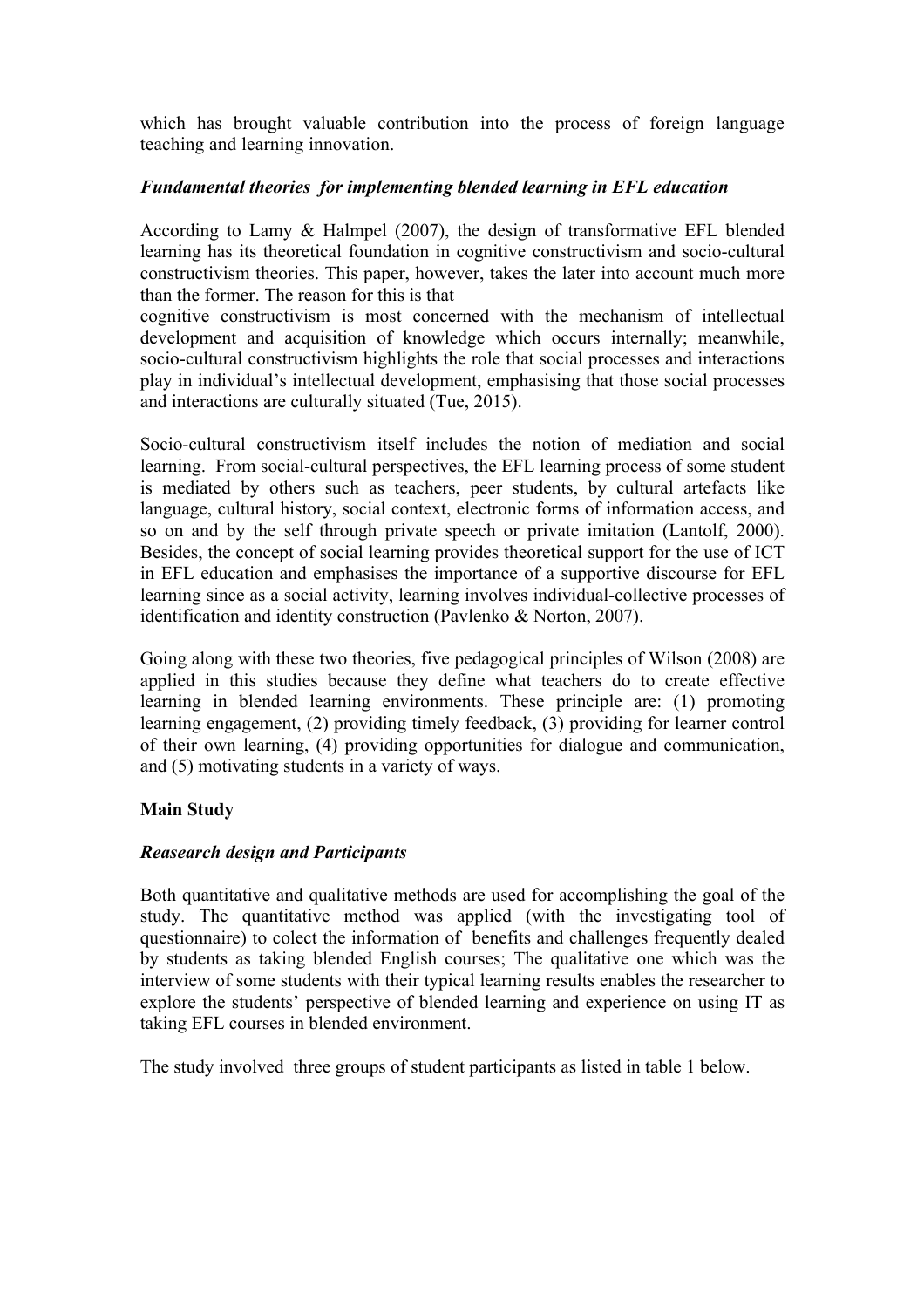which has brought valuable contribution into the process of foreign language teaching and learning innovation.

### *Fundamental theories for implementing blended learning in EFL education*

According to Lamy & Halmpel (2007), the design of transformative EFL blended learning has its theoretical foundation in cognitive constructivism and socio-cultural constructivism theories. This paper, however, takes the later into account much more than the former. The reason for this is that
cognitive constructivism is most concerned with the mechanism of intellectual development and acquisition of knowledge which occurs internally; meanwhile, socio-cultural constructivism highlights the role that social processes and interactions play in individual's intellectual development, emphasising that those social processes and interactions are culturally situated (Tue, 2015).

Socio-cultural constructivism itself includes the notion of mediation and social learning. From social-cultural perspectives, the EFL learning process of some student is mediated by others such as teachers, peer students, by cultural artefacts like language, cultural history, social context, electronic forms of information access, and so on and by the self through private speech or private imitation (Lantolf, 2000). Besides, the concept of social learning provides theoretical support for the use of ICT in EFL education and emphasises the importance of a supportive discourse for EFL learning since as a social activity, learning involves individual-collective processes of identification and identity construction (Pavlenko & Norton, 2007).

Going along with these two theories, five pedagogical principles of Wilson (2008) are applied in this studies because they define what teachers do to create effective learning in blended learning environments. These principle are: (1) promoting learning engagement, (2) providing timely feedback, (3) providing for learner control of their own learning, (4) providing opportunities for dialogue and communication, and (5) motivating students in a variety of ways.

## Main Study

### *Reasearch design and Participants*

Both quantitative and qualitative methods are used for accomplishing the goal of the study. The quantitative method was applied (with the investigating tool of questionnaire) to colect the information of benefits and challenges frequently dealed by students as taking blended English courses; The qualitative one which was the interview of some students with their typical learning results enables the researcher to explore the students' perspective of blended learning and experience on using IT as taking EFL courses in blended environment.

The study involved three groups of student participants as listed in table 1 below.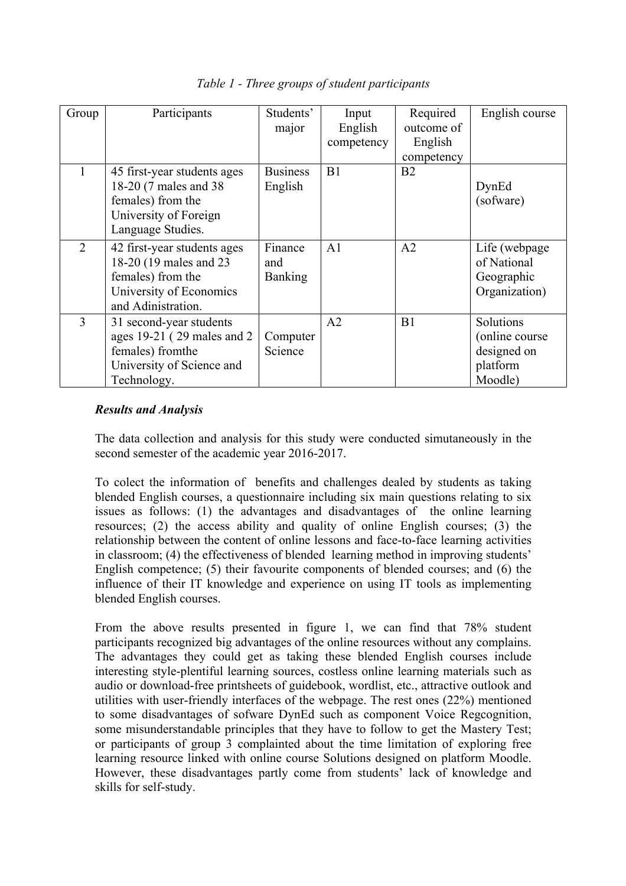*Table 1 - Three groups of student participants*

| Group | Participants | Students' major | Input English competency | Required outcome of English competency | English course |
|---|---|---|---|---|---|
| 1 | 45 first-year students ages 18-20 (7 males and 38 females) from the University of Foreign Language Studies. | Business English | B1 | B2 | DynEd (sofware) |
| 2 | 42 first-year students ages 18-20 (19 males and 23 females) from the University of Economics and Adinistration. | Finance and Banking | A1 | A2 | Life (webpage of National Geographic Organization) |
| 3 | 31 second-year students ages 19-21 ( 29 males and 2 females) fromthe University of Science and Technology. | Computer Science | A2 | B1 | Solutions (online course designed on platform Moodle) |

***Results and Analysis***

The data collection and analysis for this study were conducted simutaneously in the second semester of the academic year 2016-2017.

To colect the information of benefits and challenges dealed by students as taking blended English courses, a questionnaire including six main questions relating to six issues as follows: (1) the advantages and disadvantages of the online learning resources; (2) the access ability and quality of online English courses; (3) the relationship between the content of online lessons and face-to-face learning activities in classroom; (4) the effectiveness of blended learning method in improving students' English competence; (5) their favourite components of blended courses; and (6) the influence of their IT knowledge and experience on using IT tools as implementing blended English courses.

From the above results presented in figure 1, we can find that 78% student participants recognized big advantages of the online resources without any complains. The advantages they could get as taking these blended English courses include interesting style-plentiful learning sources, costless online learning materials such as audio or download-free printsheets of guidebook, wordlist, etc., attractive outlook and utilities with user-friendly interfaces of the webpage. The rest ones (22%) mentioned to some disadvantages of sofware DynEd such as component Voice Regcognition, some misunderstandable principles that they have to follow to get the Mastery Test; or participants of group 3 complainted about the time limitation of exploring free learning resource linked with online course Solutions designed on platform Moodle. However, these disadvantages partly come from students' lack of knowledge and skills for self-study.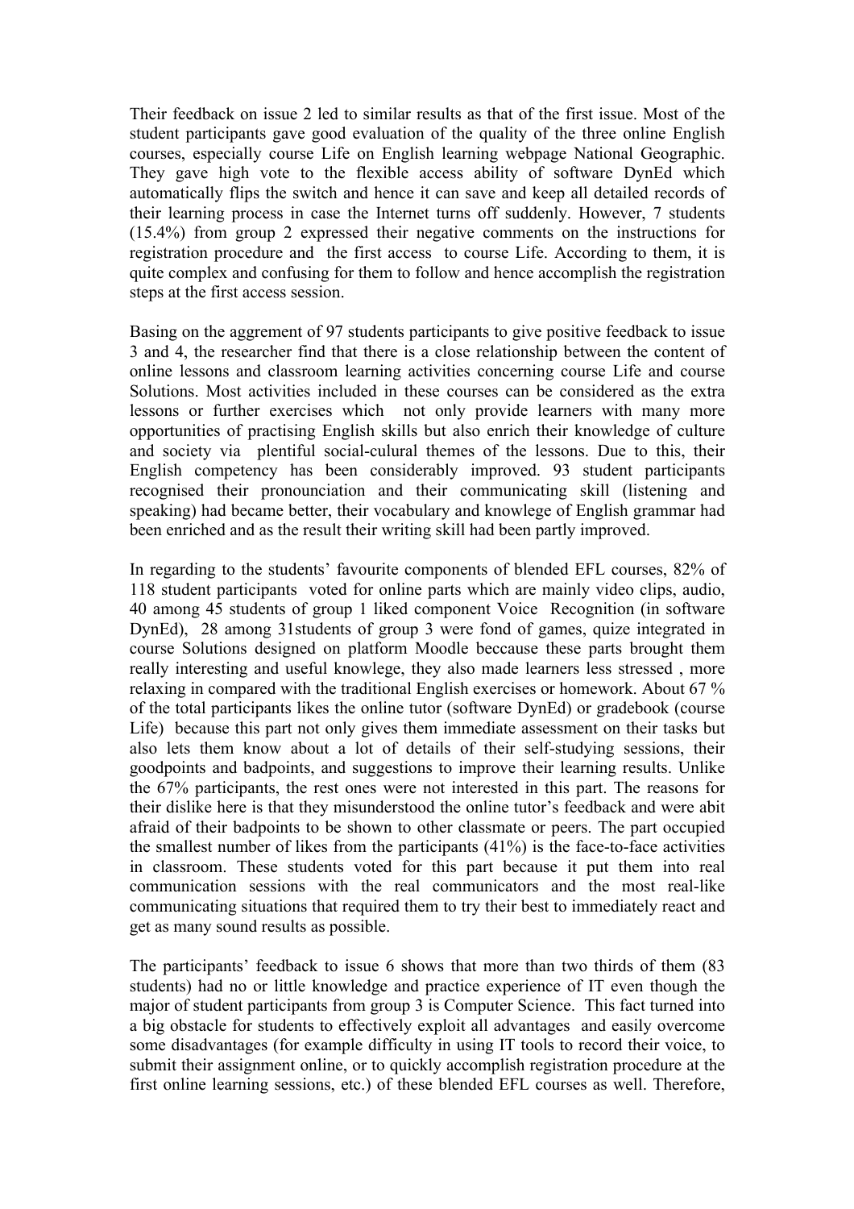Their feedback on issue 2 led to similar results as that of the first issue. Most of the student participants gave good evaluation of the quality of the three online English courses, especially course Life on English learning webpage National Geographic. They gave high vote to the flexible access ability of software DynEd which automatically flips the switch and hence it can save and keep all detailed records of their learning process in case the Internet turns off suddenly. However, 7 students (15.4%) from group 2 expressed their negative comments on the instructions for registration procedure and the first access to course Life. According to them, it is quite complex and confusing for them to follow and hence accomplish the registration steps at the first access session.

Basing on the aggrement of 97 students participants to give positive feedback to issue 3 and 4, the researcher find that there is a close relationship between the content of online lessons and classroom learning activities concerning course Life and course Solutions. Most activities included in these courses can be considered as the extra lessons or further exercises which not only provide learners with many more opportunities of practising English skills but also enrich their knowledge of culture and society via plentiful social-culural themes of the lessons. Due to this, their English competency has been considerably improved. 93 student participants recognised their pronounciation and their communicating skill (listening and speaking) had became better, their vocabulary and knowlege of English grammar had been enriched and as the result their writing skill had been partly improved.

In regarding to the students' favourite components of blended EFL courses, 82% of 118 student participants voted for online parts which are mainly video clips, audio, 40 among 45 students of group 1 liked component Voice Recognition (in software DynEd), 28 among 31students of group 3 were fond of games, quize integrated in course Solutions designed on platform Moodle beccause these parts brought them really interesting and useful knowlege, they also made learners less stressed , more relaxing in compared with the traditional English exercises or homework. About 67 % of the total participants likes the online tutor (software DynEd) or gradebook (course Life) because this part not only gives them immediate assessment on their tasks but also lets them know about a lot of details of their self-studying sessions, their goodpoints and badpoints, and suggestions to improve their learning results. Unlike the 67% participants, the rest ones were not interested in this part. The reasons for their dislike here is that they misunderstood the online tutor's feedback and were abit afraid of their badpoints to be shown to other classmate or peers. The part occupied the smallest number of likes from the participants (41%) is the face-to-face activities in classroom. These students voted for this part because it put them into real communication sessions with the real communicators and the most real-like communicating situations that required them to try their best to immediately react and get as many sound results as possible.

The participants' feedback to issue 6 shows that more than two thirds of them (83 students) had no or little knowledge and practice experience of IT even though the major of student participants from group 3 is Computer Science. This fact turned into a big obstacle for students to effectively exploit all advantages and easily overcome some disadvantages (for example difficulty in using IT tools to record their voice, to submit their assignment online, or to quickly accomplish registration procedure at the first online learning sessions, etc.) of these blended EFL courses as well. Therefore,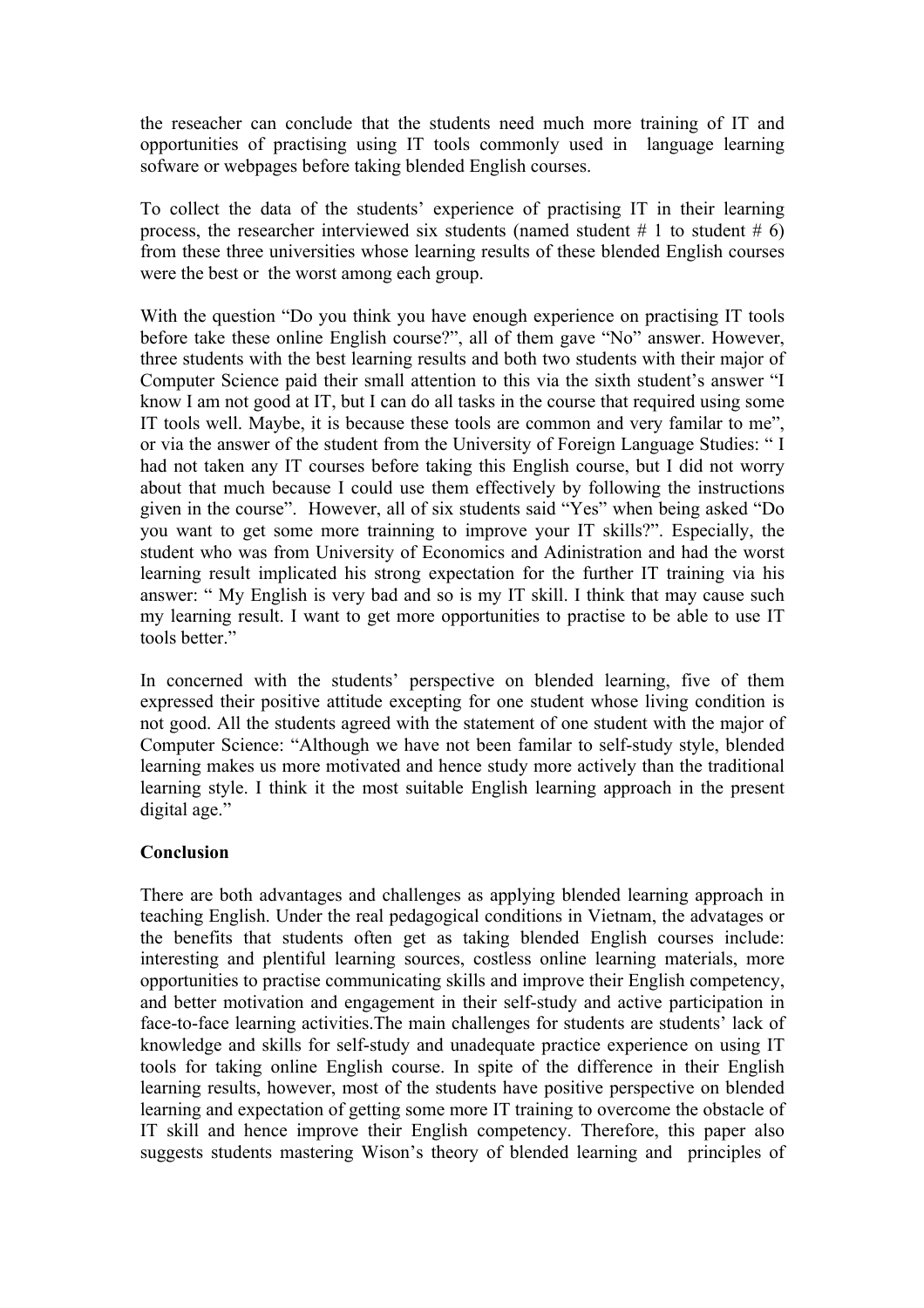the reseacher can conclude that the students need much more training of IT and opportunities of practising using IT tools commonly used in language learning sofware or webpages before taking blended English courses.

To collect the data of the students' experience of practising IT in their learning process, the researcher interviewed six students (named student # 1 to student # 6) from these three universities whose learning results of these blended English courses were the best or the worst among each group.

With the question "Do you think you have enough experience on practising IT tools before take these online English course?", all of them gave "No" answer. However, three students with the best learning results and both two students with their major of Computer Science paid their small attention to this via the sixth student's answer "I know I am not good at IT, but I can do all tasks in the course that required using some IT tools well. Maybe, it is because these tools are common and very familar to me", or via the answer of the student from the University of Foreign Language Studies: " I had not taken any IT courses before taking this English course, but I did not worry about that much because I could use them effectively by following the instructions given in the course". However, all of six students said "Yes" when being asked "Do you want to get some more trainning to improve your IT skills?". Especially, the student who was from University of Economics and Adinistration and had the worst learning result implicated his strong expectation for the further IT training via his answer: " My English is very bad and so is my IT skill. I think that may cause such my learning result. I want to get more opportunities to practise to be able to use IT tools better."

In concerned with the students' perspective on blended learning, five of them expressed their positive attitude excepting for one student whose living condition is not good. All the students agreed with the statement of one student with the major of Computer Science: "Although we have not been familar to self-study style, blended learning makes us more motivated and hence study more actively than the traditional learning style. I think it the most suitable English learning approach in the present digital age."

**Conclusion**

There are both advantages and challenges as applying blended learning approach in teaching English. Under the real pedagogical conditions in Vietnam, the advatages or the benefits that students often get as taking blended English courses include: interesting and plentiful learning sources, costless online learning materials, more opportunities to practise communicating skills and improve their English competency, and better motivation and engagement in their self-study and active participation in face-to-face learning activities.The main challenges for students are students' lack of knowledge and skills for self-study and unadequate practice experience on using IT tools for taking online English course. In spite of the difference in their English learning results, however, most of the students have positive perspective on blended learning and expectation of getting some more IT training to overcome the obstacle of IT skill and hence improve their English competency. Therefore, this paper also suggests students mastering Wison's theory of blended learning and principles of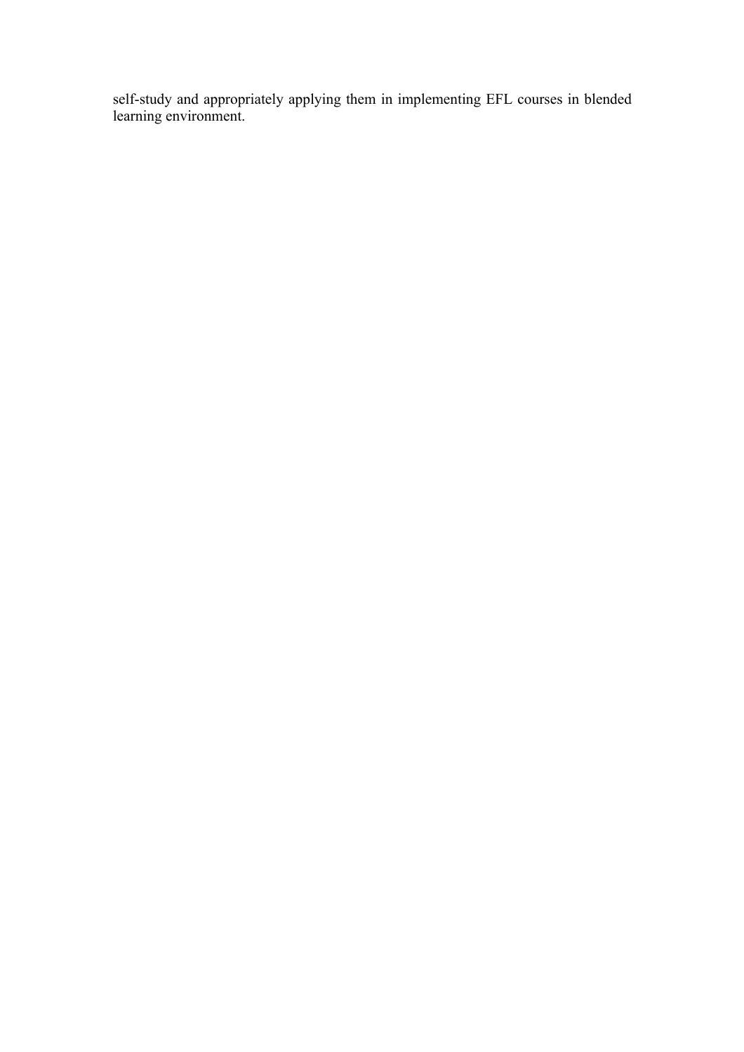self-study and appropriately applying them in implementing EFL courses in blended learning environment.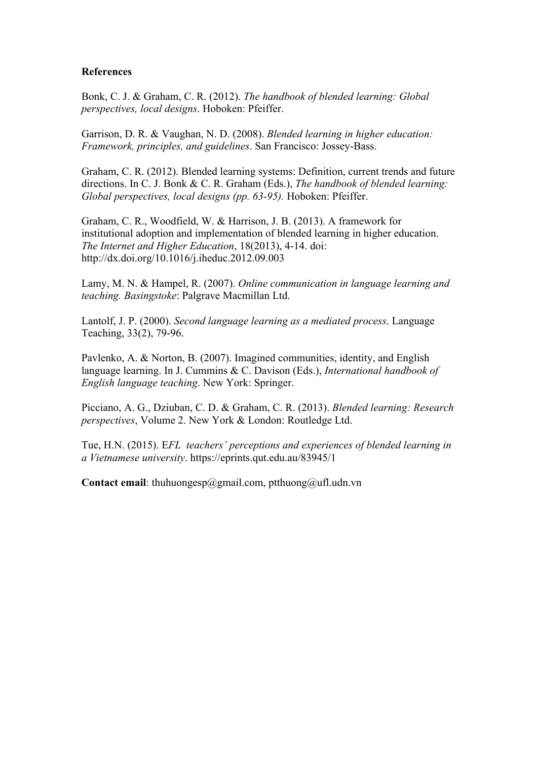**References**

Bonk, C. J. & Graham, C. R. (2012). *The handbook of blended learning: Global perspectives, local designs*. Hoboken: Pfeiffer.

Garrison, D. R. & Vaughan, N. D. (2008). *Blended learning in higher education: Framework, principles, and guidelines*. San Francisco: Jossey-Bass.

Graham, C. R. (2012). Blended learning systems: Definition, current trends and future directions. In C. J. Bonk & C. R. Graham (Eds.), *The handbook of blended learning: Global perspectives, local designs (pp. 63-95).* Hoboken: Pfeiffer.

Graham, C. R., Woodfield, W. & Harrison, J. B. (2013). A framework for institutional adoption and implementation of blended learning in higher education. *The Internet and Higher Education*, 18(2013), 4-14. doi: http://dx.doi.org/10.1016/j.iheduc.2012.09.003

Lamy, M. N. & Hampel, R. (2007). *Online communication in language learning and teaching. Basingstoke*: Palgrave Macmillan Ltd.

Lantolf, J. P. (2000). *Second language learning as a mediated process*. Language Teaching, 33(2), 79-96.

Pavlenko, A. & Norton, B. (2007). Imagined communities, identity, and English language learning. In J. Cummins & C. Davison (Eds.), *International handbook of English language teaching*. New York: Springer.

Picciano, A. G., Dziuban, C. D. & Graham, C. R. (2013). *Blended learning: Research perspectives*, Volume 2. New York & London: Routledge Ltd.

Tue, H.N. (2015). E*FL teachers' perceptions and experiences of blended learning in a Vietnamese university*. https://eprints.qut.edu.au/83945/1

**Contact email**: thuhuongesp@gmail.com, ptthuong@ufl.udn.vn